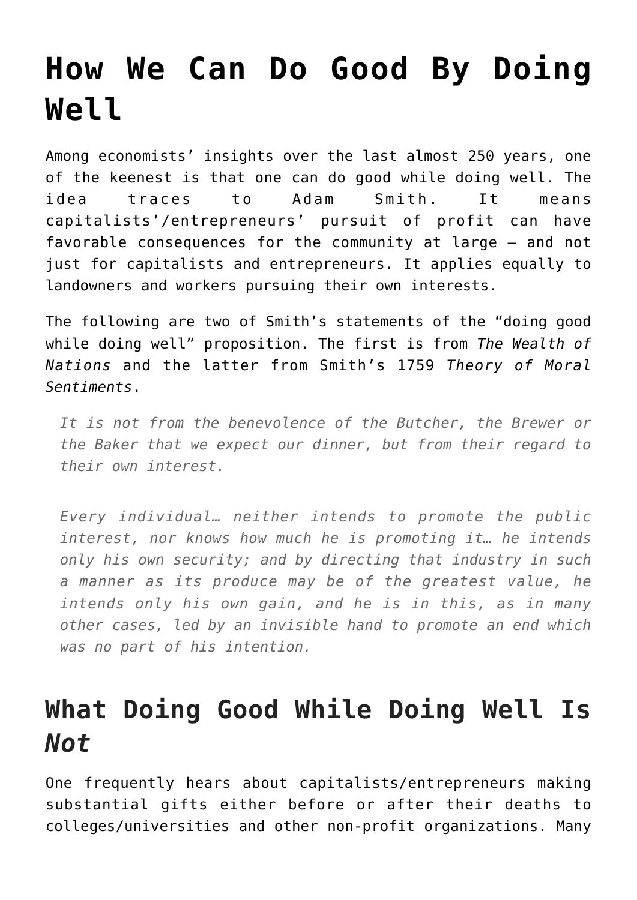# How We Can Do Good By Doing Well

Among economists' insights over the last almost 250 years, one of the keenest is that one can do good while doing well. The idea traces to Adam Smith. It means capitalists'/entrepreneurs' pursuit of profit can have favorable consequences for the community at large – and not just for capitalists and entrepreneurs. It applies equally to landowners and workers pursuing their own interests.

The following are two of Smith's statements of the "doing good while doing well" proposition. The first is from *The Wealth of Nations* and the latter from Smith's 1759 *Theory of Moral Sentiments*.

> *It is not from the benevolence of the Butcher, the Brewer or the Baker that we expect our dinner, but from their regard to their own interest.*

> *Every individual… neither intends to promote the public interest, nor knows how much he is promoting it… he intends only his own security; and by directing that industry in such a manner as its produce may be of the greatest value, he intends only his own gain, and he is in this, as in many other cases, led by an invisible hand to promote an end which was no part of his intention.*

## What Doing Good While Doing Well Is *Not*

One frequently hears about capitalists/entrepreneurs making substantial gifts either before or after their deaths to colleges/universities and other non-profit organizations. Many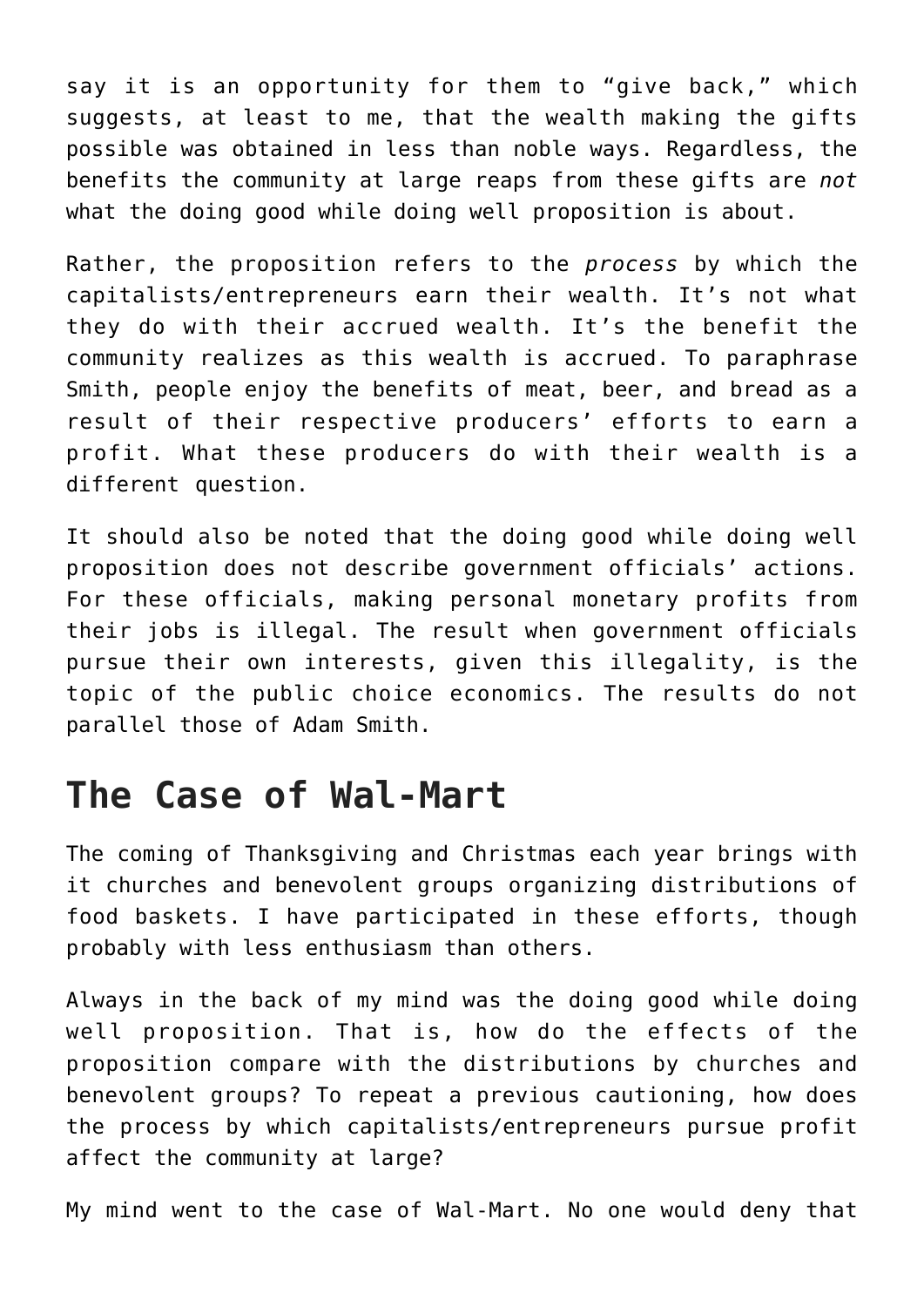say it is an opportunity for them to "give back," which suggests, at least to me, that the wealth making the gifts possible was obtained in less than noble ways. Regardless, the benefits the community at large reaps from these gifts are *not* what the doing good while doing well proposition is about.

Rather, the proposition refers to the *process* by which the capitalists/entrepreneurs earn their wealth. It's not what they do with their accrued wealth. It's the benefit the community realizes as this wealth is accrued. To paraphrase Smith, people enjoy the benefits of meat, beer, and bread as a result of their respective producers' efforts to earn a profit. What these producers do with their wealth is a different question.

It should also be noted that the doing good while doing well proposition does not describe government officials' actions. For these officials, making personal monetary profits from their jobs is illegal. The result when government officials pursue their own interests, given this illegality, is the topic of the public choice economics. The results do not parallel those of Adam Smith.

## The Case of Wal-Mart

The coming of Thanksgiving and Christmas each year brings with it churches and benevolent groups organizing distributions of food baskets. I have participated in these efforts, though probably with less enthusiasm than others.

Always in the back of my mind was the doing good while doing well proposition. That is, how do the effects of the proposition compare with the distributions by churches and benevolent groups? To repeat a previous cautioning, how does the process by which capitalists/entrepreneurs pursue profit affect the community at large?

My mind went to the case of Wal-Mart. No one would deny that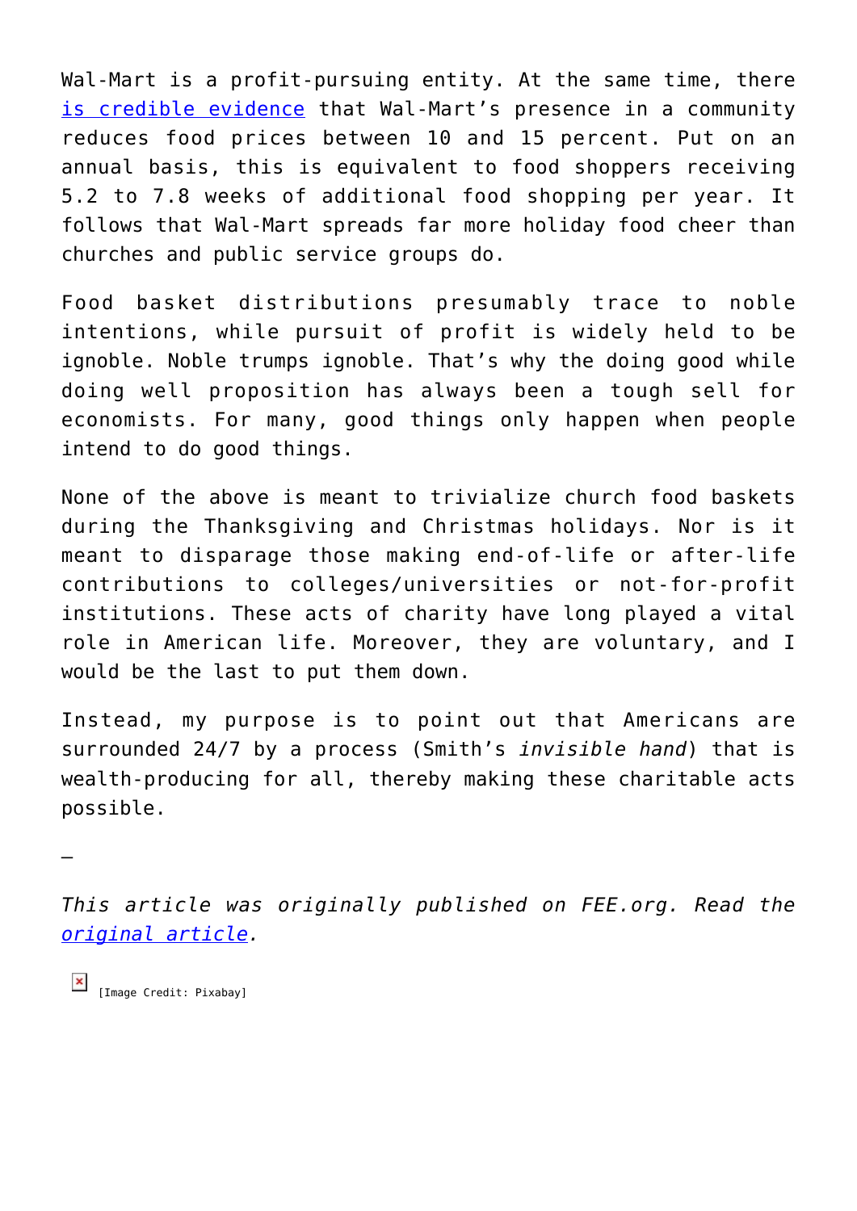Wal-Mart is a profit-pursuing entity. At the same time, there [is credible evidence](#) that Wal-Mart's presence in a community reduces food prices between 10 and 15 percent. Put on an annual basis, this is equivalent to food shoppers receiving 5.2 to 7.8 weeks of additional food shopping per year. It follows that Wal-Mart spreads far more holiday food cheer than churches and public service groups do.

Food basket distributions presumably trace to noble intentions, while pursuit of profit is widely held to be ignoble. Noble trumps ignoble. That's why the doing good while doing well proposition has always been a tough sell for economists. For many, good things only happen when people intend to do good things.

None of the above is meant to trivialize church food baskets during the Thanksgiving and Christmas holidays. Nor is it meant to disparage those making end-of-life or after-life contributions to colleges/universities or not-for-profit institutions. These acts of charity have long played a vital role in American life. Moreover, they are voluntary, and I would be the last to put them down.

Instead, my purpose is to point out that Americans are surrounded 24/7 by a process (Smith's *invisible hand*) that is wealth-producing for all, thereby making these charitable acts possible.

—

*This article was originally published on FEE.org. Read the [original article](#).*

[Image Credit: Pixabay]